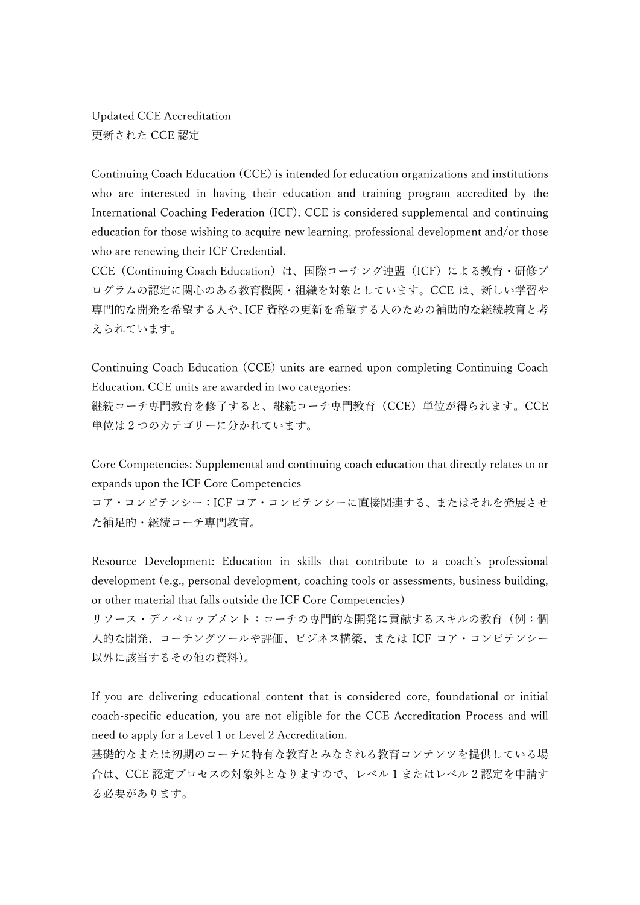# Updated CCE Accreditation
# 更新された CCE 認定

Continuing Coach Education (CCE) is intended for education organizations and institutions who are interested in having their education and training program accredited by the International Coaching Federation (ICF). CCE is considered supplemental and continuing education for those wishing to acquire new learning, professional development and/or those who are renewing their ICF Credential.

CCE（Continuing Coach Education）は、国際コーチング連盟（ICF）による教育・研修プログラムの認定に関心のある教育機関・組織を対象としています。CCE は、新しい学習や専門的な開発を希望する人や、ICF 資格の更新を希望する人のための補助的な継続教育と考えられています。

Continuing Coach Education (CCE) units are earned upon completing Continuing Coach Education. CCE units are awarded in two categories:

継続コーチ専門教育を修了すると、継続コーチ専門教育（CCE）単位が得られます。CCE 単位は 2 つのカテゴリーに分かれています。

Core Competencies: Supplemental and continuing coach education that directly relates to or expands upon the ICF Core Competencies

コア・コンピテンシー：ICF コア・コンピテンシーに直接関連する、またはそれを発展させた補足的・継続コーチ専門教育。

Resource Development: Education in skills that contribute to a coach's professional development (e.g., personal development, coaching tools or assessments, business building, or other material that falls outside the ICF Core Competencies)

リソース・ディベロップメント：コーチの専門的な開発に貢献するスキルの教育（例：個人的な開発、コーチングツールや評価、ビジネス構築、または ICF コア・コンピテンシー以外に該当するその他の資料）。

If you are delivering educational content that is considered core, foundational or initial coach-specific education, you are not eligible for the CCE Accreditation Process and will need to apply for a Level 1 or Level 2 Accreditation.

基礎的なまたは初期のコーチに特有な教育とみなされる教育コンテンツを提供している場合は、CCE 認定プロセスの対象外となりますので、レベル 1 またはレベル 2 認定を申請する必要があります。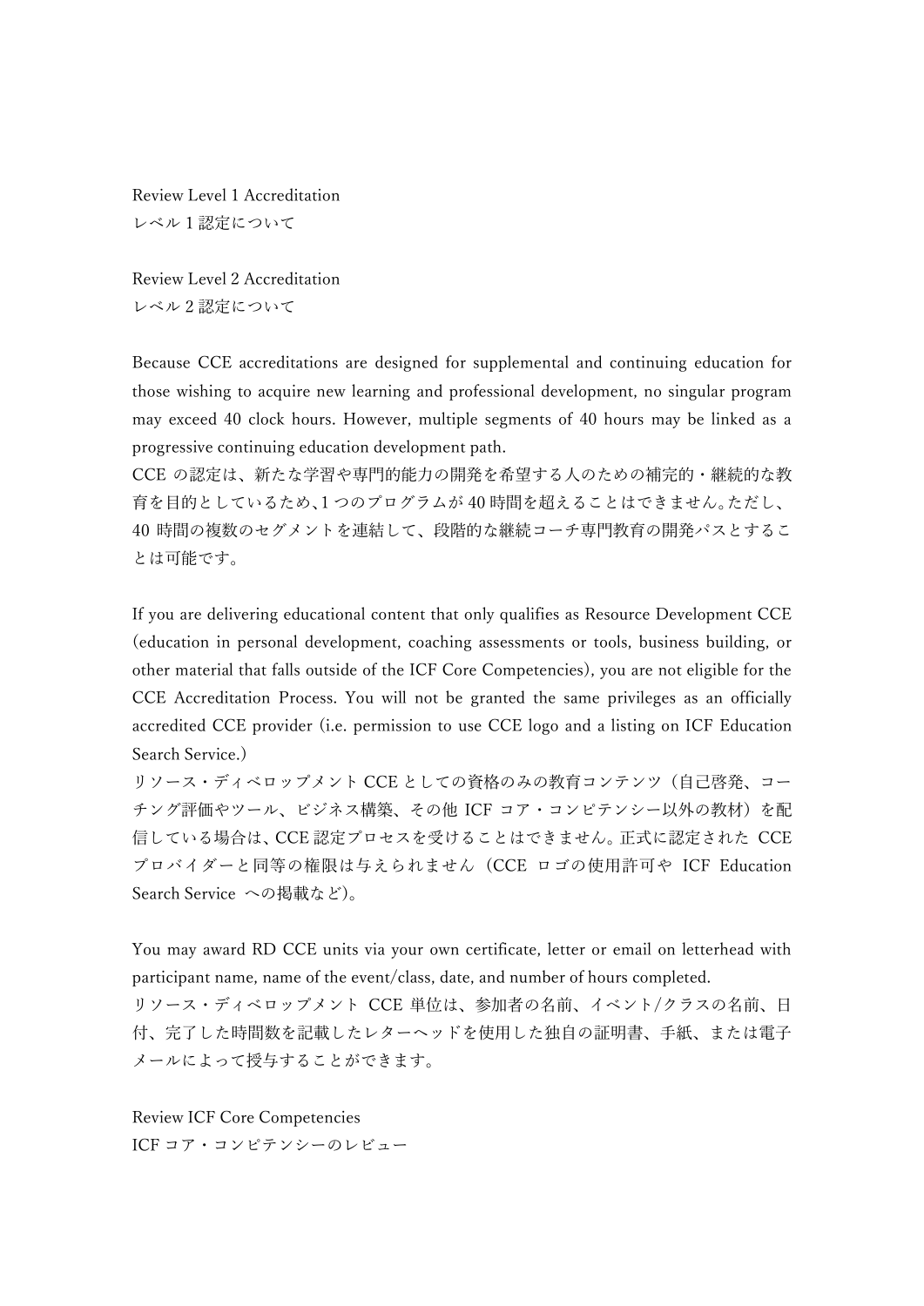Review Level 1 Accreditation
レベル 1 認定について

Review Level 2 Accreditation
レベル 2 認定について

Because CCE accreditations are designed for supplemental and continuing education for those wishing to acquire new learning and professional development, no singular program may exceed 40 clock hours. However, multiple segments of 40 hours may be linked as a progressive continuing education development path.
CCE の認定は、新たな学習や専門的能力の開発を希望する人のための補完的・継続的な教育を目的としているため、1 つのプログラムが 40 時間を超えることはできません。ただし、40 時間の複数のセグメントを連結して、段階的な継続コーチ専門教育の開発パスとすることは可能です。

If you are delivering educational content that only qualifies as Resource Development CCE (education in personal development, coaching assessments or tools, business building, or other material that falls outside of the ICF Core Competencies), you are not eligible for the CCE Accreditation Process. You will not be granted the same privileges as an officially accredited CCE provider (i.e. permission to use CCE logo and a listing on ICF Education Search Service.)
リソース・ディベロップメント CCE としての資格のみの教育コンテンツ（自己啓発、コーチング評価やツール、ビジネス構築、その他 ICF コア・コンピテンシー以外の教材）を配信している場合は、CCE 認定プロセスを受けることはできません。正式に認定された CCE プロバイダーと同等の権限は与えられません（CCE ロゴの使用許可や ICF Education Search Service への掲載など)。

You may award RD CCE units via your own certificate, letter or email on letterhead with participant name, name of the event/class, date, and number of hours completed.
リソース・ディベロップメント CCE 単位は、参加者の名前、イベント/クラスの名前、日付、完了した時間数を記載したレターヘッドを使用した独自の証明書、手紙、または電子メールによって授与することができます。

Review ICF Core Competencies
ICF コア・コンピテンシーのレビュー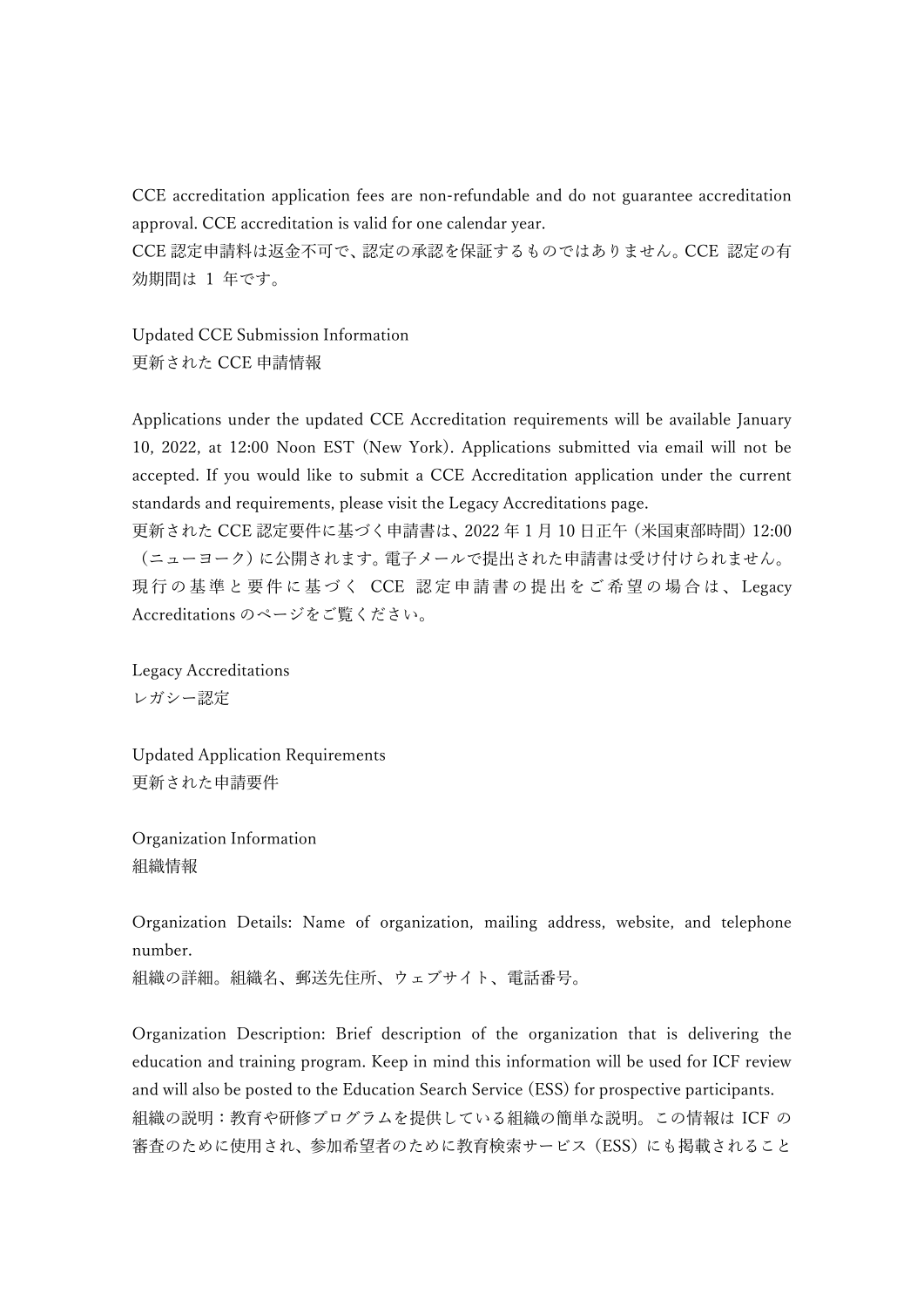CCE accreditation application fees are non-refundable and do not guarantee accreditation approval. CCE accreditation is valid for one calendar year.
CCE 認定申請料は返金不可で、認定の承認を保証するものではありません。CCE 認定の有効期間は 1 年です。

Updated CCE Submission Information
更新された CCE 申請情報

Applications under the updated CCE Accreditation requirements will be available January 10, 2022, at 12:00 Noon EST (New York). Applications submitted via email will not be accepted. If you would like to submit a CCE Accreditation application under the current standards and requirements, please visit the Legacy Accreditations page.
更新された CCE 認定要件に基づく申請書は、2022 年 1 月 10 日正午（米国東部時間）12:00（ニューヨーク）に公開されます。電子メールで提出された申請書は受け付けられません。現行の基準と要件に基づく CCE 認定申請書の提出をご希望の場合は、Legacy Accreditations のページをご覧ください。

Legacy Accreditations
レガシー認定

Updated Application Requirements
更新された申請要件

Organization Information
組織情報

Organization Details: Name of organization, mailing address, website, and telephone number.
組織の詳細。組織名、郵送先住所、ウェブサイト、電話番号。

Organization Description: Brief description of the organization that is delivering the education and training program. Keep in mind this information will be used for ICF review and will also be posted to the Education Search Service (ESS) for prospective participants.
組織の説明：教育や研修プログラムを提供している組織の簡単な説明。この情報は ICF の審査のために使用され、参加希望者のために教育検索サービス（ESS）にも掲載されること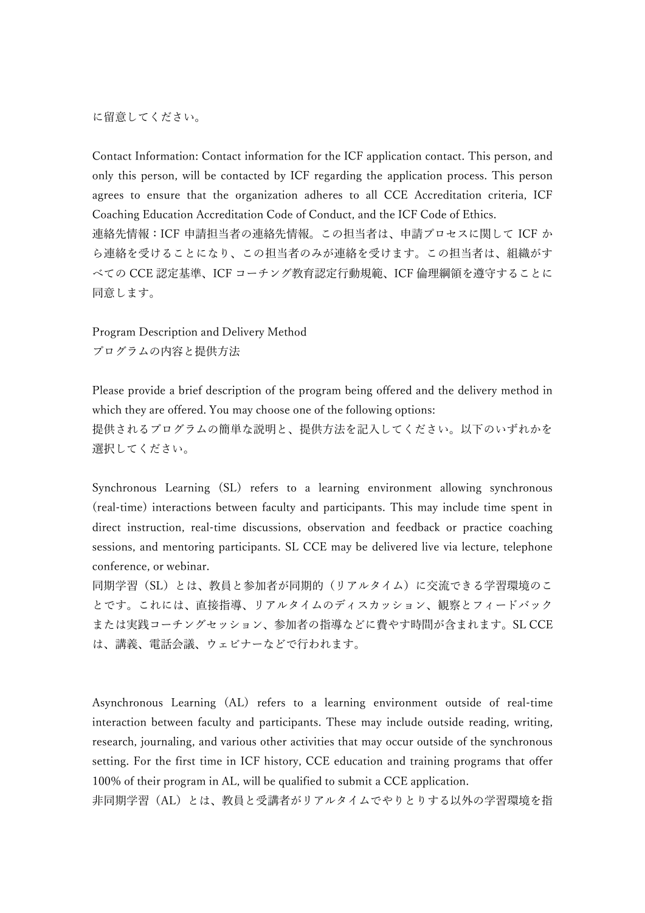に留意してください。

Contact Information: Contact information for the ICF application contact. This person, and only this person, will be contacted by ICF regarding the application process. This person agrees to ensure that the organization adheres to all CCE Accreditation criteria, ICF Coaching Education Accreditation Code of Conduct, and the ICF Code of Ethics.
連絡先情報：ICF 申請担当者の連絡先情報。この担当者は、申請プロセスに関して ICF から連絡を受けることになり、この担当者のみが連絡を受けます。この担当者は、組織がすべての CCE 認定基準、ICF コーチング教育認定行動規範、ICF 倫理綱領を遵守することに同意します。

Program Description and Delivery Method
プログラムの内容と提供方法

Please provide a brief description of the program being offered and the delivery method in which they are offered. You may choose one of the following options:
提供されるプログラムの簡単な説明と、提供方法を記入してください。以下のいずれかを選択してください。

Synchronous Learning（SL）refers to a learning environment allowing synchronous (real-time) interactions between faculty and participants. This may include time spent in direct instruction, real-time discussions, observation and feedback or practice coaching sessions, and mentoring participants. SL CCE may be delivered live via lecture, telephone conference, or webinar.
同期学習（SL）とは、教員と参加者が同期的（リアルタイム）に交流できる学習環境のことです。これには、直接指導、リアルタイムのディスカッション、観察とフィードバックまたは実践コーチングセッション、参加者の指導などに費やす時間が含まれます。SL CCE は、講義、電話会議、ウェビナーなどで行われます。

Asynchronous Learning（AL）refers to a learning environment outside of real-time interaction between faculty and participants. These may include outside reading, writing, research, journaling, and various other activities that may occur outside of the synchronous setting. For the first time in ICF history, CCE education and training programs that offer 100% of their program in AL, will be qualified to submit a CCE application.
非同期学習（AL）とは、教員と受講者がリアルタイムでやりとりする以外の学習環境を指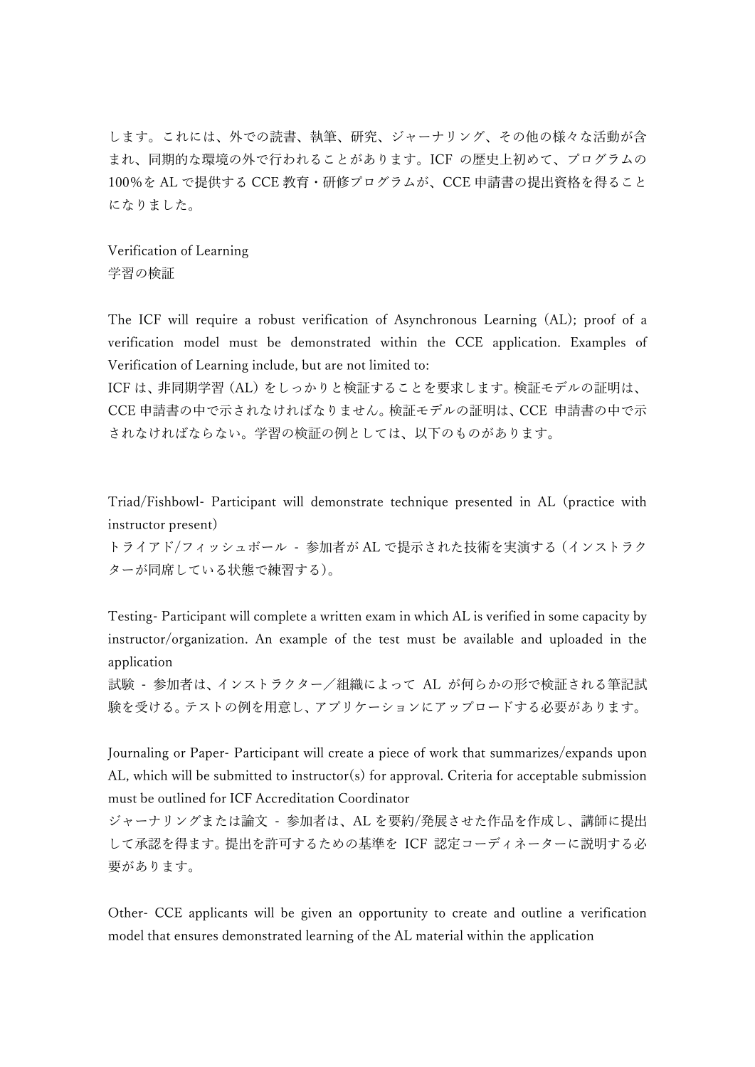します。これには、外での読書、執筆、研究、ジャーナリング、その他の様々な活動が含まれ、同期的な環境の外で行われることがあります。ICF の歴史上初めて、プログラムの 100%を AL で提供する CCE 教育・研修プログラムが、CCE 申請書の提出資格を得ることになりました。

Verification of Learning
学習の検証

The ICF will require a robust verification of Asynchronous Learning (AL); proof of a verification model must be demonstrated within the CCE application. Examples of Verification of Learning include, but are not limited to:
ICF は、非同期学習（AL）をしっかりと検証することを要求します。検証モデルの証明は、CCE 申請書の中で示されなければなりません。検証モデルの証明は、CCE 申請書の中で示されなければならない。学習の検証の例としては、以下のものがあります。

Triad/Fishbowl- Participant will demonstrate technique presented in AL (practice with instructor present)
トライアド/フィッシュボール - 参加者が AL で提示された技術を実演する（インストラクターが同席している状態で練習する）。

Testing- Participant will complete a written exam in which AL is verified in some capacity by instructor/organization. An example of the test must be available and uploaded in the application
試験 - 参加者は、インストラクター／組織によって AL が何らかの形で検証される筆記試験を受ける。テストの例を用意し、アプリケーションにアップロードする必要があります。

Journaling or Paper- Participant will create a piece of work that summarizes/expands upon AL, which will be submitted to instructor(s) for approval. Criteria for acceptable submission must be outlined for ICF Accreditation Coordinator
ジャーナリングまたは論文 - 参加者は、AL を要約/発展させた作品を作成し、講師に提出して承認を得ます。提出を許可するための基準を ICF 認定コーディネーターに説明する必要があります。

Other- CCE applicants will be given an opportunity to create and outline a verification model that ensures demonstrated learning of the AL material within the application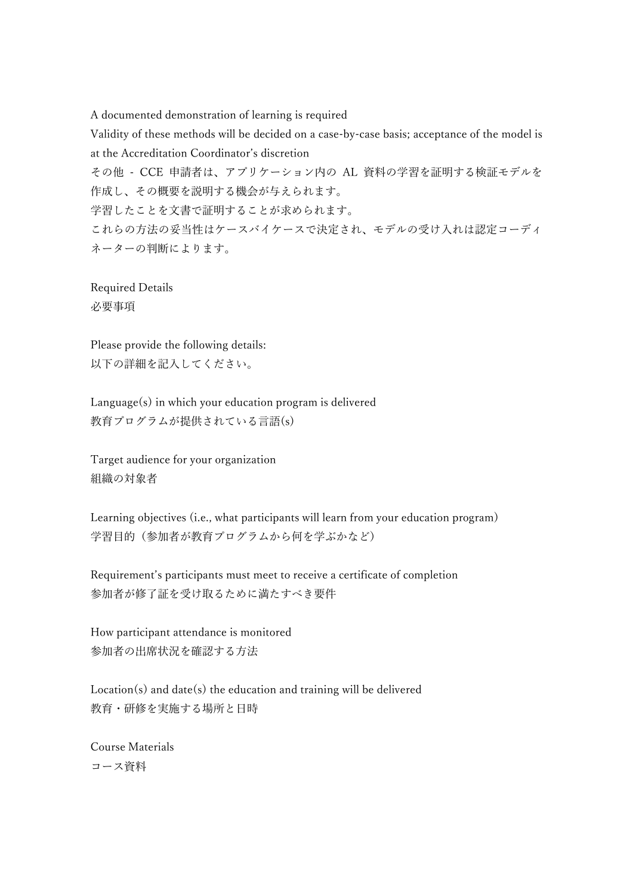A documented demonstration of learning is required

Validity of these methods will be decided on a case-by-case basis; acceptance of the model is at the Accreditation Coordinator's discretion

その他 - CCE 申請者は、アプリケーション内の AL 資料の学習を証明する検証モデルを作成し、その概要を説明する機会が与えられます。

学習したことを文書で証明することが求められます。

これらの方法の妥当性はケースバイケースで決定され、モデルの受け入れは認定コーディネーターの判断によります。

Required Details

必要事項

Please provide the following details:

以下の詳細を記入してください。

Language(s) in which your education program is delivered

教育プログラムが提供されている言語(s)

Target audience for your organization

組織の対象者

Learning objectives (i.e., what participants will learn from your education program)

学習目的（参加者が教育プログラムから何を学ぶかなど）

Requirement's participants must meet to receive a certificate of completion

参加者が修了証を受け取るために満たすべき要件

How participant attendance is monitored

参加者の出席状況を確認する方法

Location(s) and date(s) the education and training will be delivered

教育・研修を実施する場所と日時

Course Materials

コース資料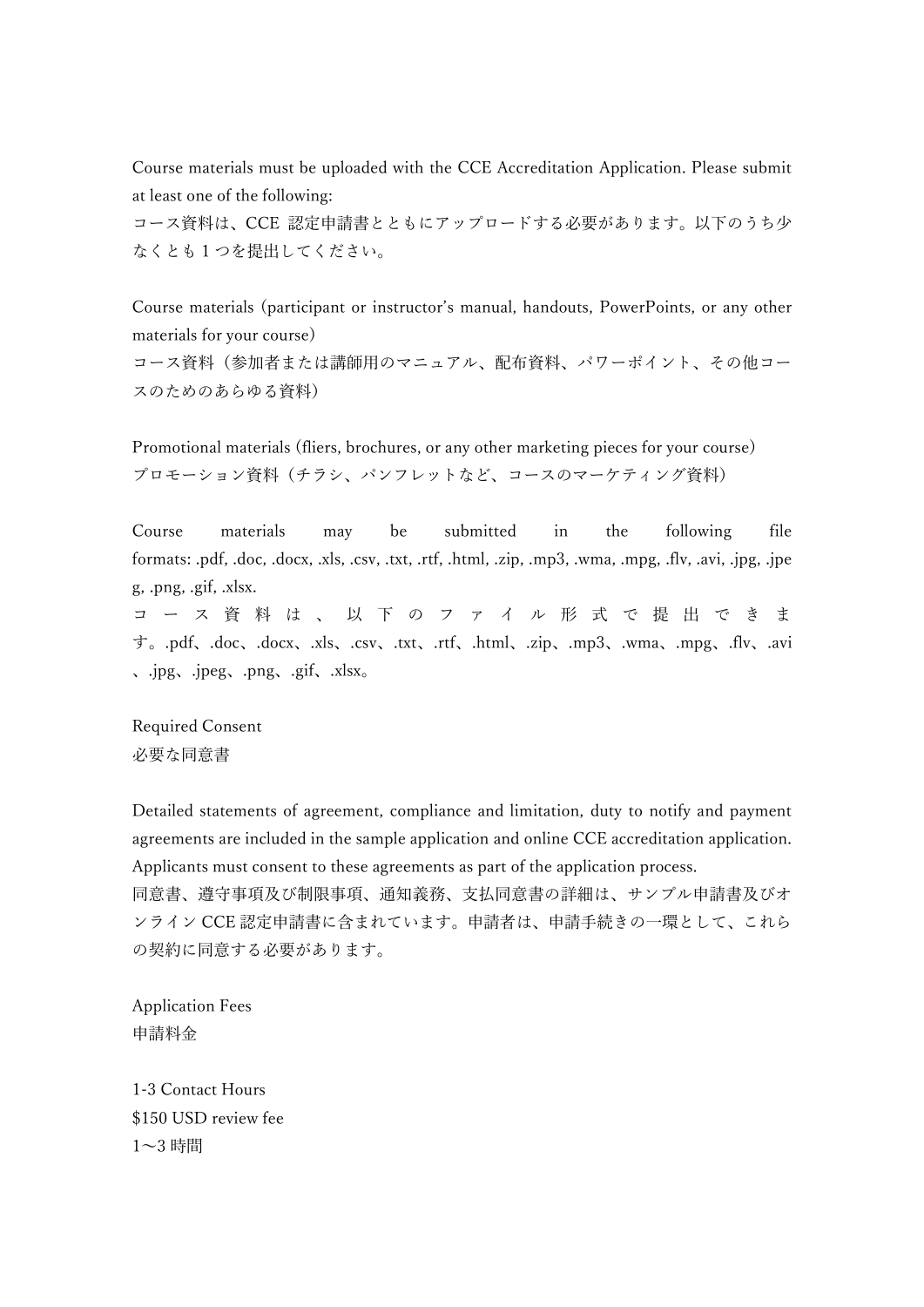Course materials must be uploaded with the CCE Accreditation Application. Please submit at least one of the following:
コース資料は、CCE 認定申請書とともにアップロードする必要があります。以下のうち少なくとも 1 つを提出してください。

Course materials (participant or instructor's manual, handouts, PowerPoints, or any other materials for your course)
コース資料（参加者または講師用のマニュアル、配布資料、パワーポイント、その他コースのためのあらゆる資料）

Promotional materials (fliers, brochures, or any other marketing pieces for your course)
プロモーション資料（チラシ、パンフレットなど、コースのマーケティング資料）

Course materials may be submitted in the following file formats: .pdf, .doc, .docx, .xls, .csv, .txt, .rtf, .html, .zip, .mp3, .wma, .mpg, .flv, .avi, .jpg, .jpeg, .png, .gif, .xlsx.
コース資料は、以下のファイル形式で提出できます。.pdf、.doc、.docx、.xls、.csv、.txt、.rtf、.html、.zip、.mp3、.wma、.mpg、.flv、.avi、.jpg、.jpeg、.png、.gif、.xlsx。

Required Consent
必要な同意書

Detailed statements of agreement, compliance and limitation, duty to notify and payment agreements are included in the sample application and online CCE accreditation application. Applicants must consent to these agreements as part of the application process.
同意書、遵守事項及び制限事項、通知義務、支払同意書の詳細は、サンプル申請書及びオンライン CCE 認定申請書に含まれています。申請者は、申請手続きの一環として、これらの契約に同意する必要があります。

Application Fees
申請料金

1-3 Contact Hours
$150 USD review fee
1～3 時間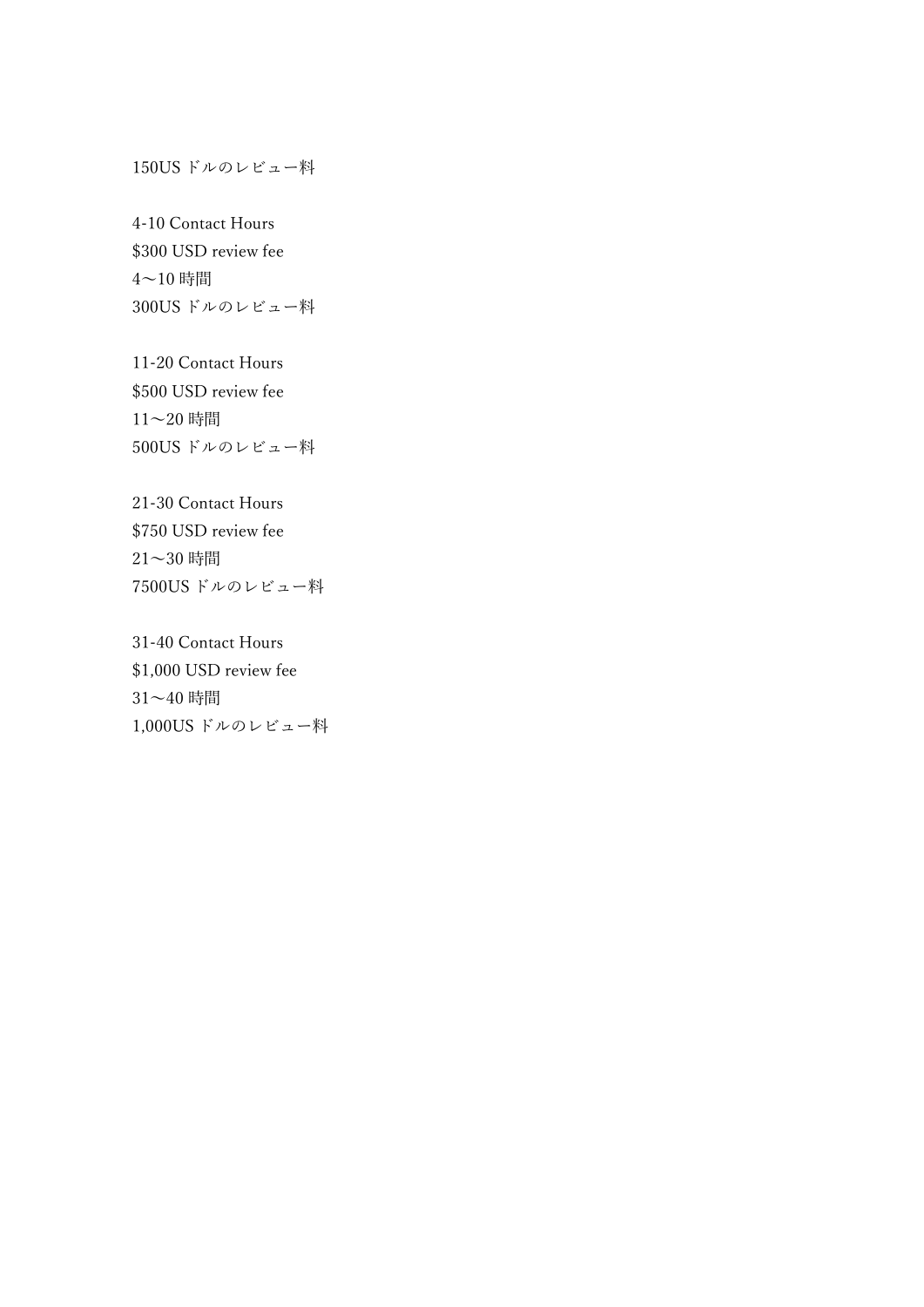150USドルのレビュー料

4-10 Contact Hours
$300 USD review fee
4〜10時間
300USドルのレビュー料

11-20 Contact Hours
$500 USD review fee
11〜20時間
500USドルのレビュー料

21-30 Contact Hours
$750 USD review fee
21〜30時間
7500USドルのレビュー料

31-40 Contact Hours
$1,000 USD review fee
31〜40時間
1,000USドルのレビュー料